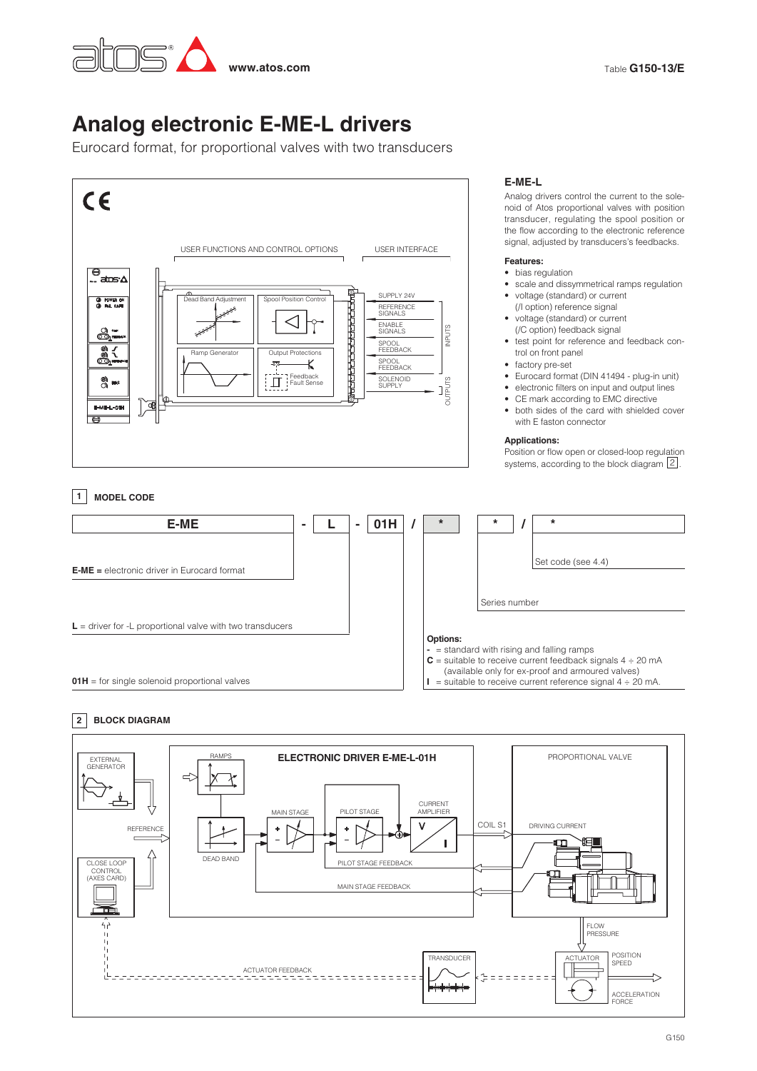Table **G150-13/E**

# Analog electronic E-ME-L drivers

Eurocard format, for proportional valves with two transducers

## E-ME-L

Analog drivers control the current to the solenoid of Atos proportional valves with position transducer, regulating the spool position or the flow according to the electronic reference signal, adjusted by transducers's feedbacks.

**Features:**

- bias regulation
- scale and dissymmetrical ramps regulation
- voltage (standard) or current (/I option) reference signal
- voltage (standard) or current (/C option) feedback signal
- test point for reference and feedback control on front panel
- factory pre-set
- Eurocard format (DIN 41494 - plug-in unit)
- electronic filters on input and output lines
- CE mark according to EMC directive
- both sides of the card with shielded cover with E faston connector

**Applications:**

Position or flow open or closed-loop regulation systems, according to the block diagram 2.

## 1 MODEL CODE

| E-ME | - | L | - | 01H | / | * | * | / | * |
|---|---|---|---|---|---|---|---|---|---|

**E-ME** = electronic driver in Eurocard format

**L** = driver for -L proportional valve with two transducers

**01H** = for single solenoid proportional valves

**Options:**
- **-** = standard with rising and falling ramps
- **C** = suitable to receive current feedback signals 4 ÷ 20 mA (available only for ex-proof and armoured valves)
- **I** = suitable to receive current reference signal 4 ÷ 20 mA.

Series number

Set code (see 4.4)

## 2 BLOCK DIAGRAM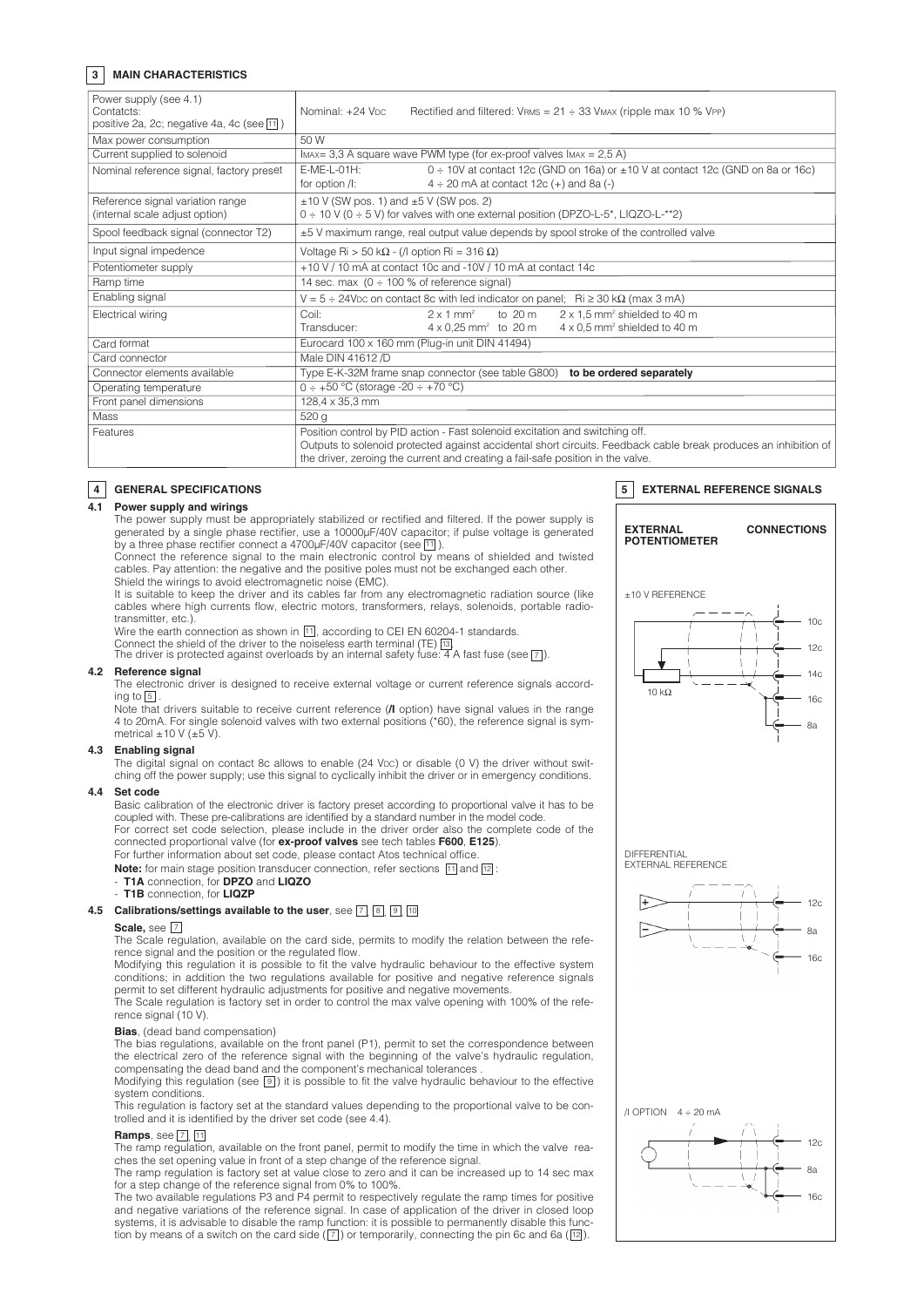## 3 MAIN CHARACTERISTICS

| | |
|---|---|
| Power supply (see 4.1)<br>Contatcts:<br>positive 2a, 2c; negative 4a, 4c (see 11) | Nominal: +24 VDC     Rectified and filtered: VRMS = 21 ÷ 33 VMAX (ripple max 10 % VPP) |
| Max power consumption | 50 W |
| Current supplied to solenoid | IMAX= 3,3 A square wave PWM type (for ex-proof valves IMAX = 2,5 A) |
| Nominal reference signal, factory preset | E-ME-L-01H: 0 ÷ 10V at contact 12c (GND on 16a) or ±10 V at contact 12c (GND on 8a or 16c)<br>for option /I: 4 ÷ 20 mA at contact 12c (+) and 8a (-) |
| Reference signal variation range<br>(internal scale adjust option) | ±10 V (SW pos. 1) and ±5 V (SW pos. 2)<br>0 ÷ 10 V (0 ÷ 5 V) for valves with one external position (DPZO-L-5*, LIQZO-L-**2) |
| Spool feedback signal (connector T2) | ±5 V maximum range, real output value depends by spool stroke of the controlled valve |
| Input signal impedence | Voltage Ri > 50 kΩ - (/I option Ri = 316 Ω) |
| Potentiometer supply | +10 V / 10 mA at contact 10c and -10V / 10 mA at contact 14c |
| Ramp time | 14 sec. max (0 ÷ 100 % of reference signal) |
| Enabling signal | V = 5 ÷ 24VDC on contact 8c with led indicator on panel; Ri ≥ 30 kΩ (max 3 mA) |
| Electrical wiring | Coil: 2 x 1 mm² to 20 m     2 x 1,5 mm² shielded to 40 m<br>Transducer: 4 x 0,25 mm² to 20 m     4 x 0,5 mm² shielded to 40 m |
| Card format | Eurocard 100 x 160 mm (Plug-in unit DIN 41494) |
| Card connector | Male DIN 41612 /D |
| Connector elements available | Type E-K-32M frame snap connector (see table G800) **to be ordered separately** |
| Operating temperature | 0 ÷ +50 °C (storage -20 ÷ +70 °C) |
| Front panel dimensions | 128,4 x 35,3 mm |
| Mass | 520 g |
| Features | Position control by PID action - Fast solenoid excitation and switching off.<br>Outputs to solenoid protected against accidental short circuits. Feedback cable break produces an inhibition of the driver, zeroing the current and creating a fail-safe position in the valve. |

## 4 GENERAL SPECIFICATIONS

### 4.1 Power supply and wirings

The power supply must be appropriately stabilized or rectified and filtered. If the power supply is generated by a single phase rectifier, use a 10000µF/40V capacitor; if pulse voltage is generated by a three phase rectifier connect a 4700µF/40V capacitor (see 11).

Connect the reference signal to the main electronic control by means of shielded and twisted cables. Pay attention: the negative and the positive poles must not be exchanged each other.

Shield the wirings to avoid electromagnetic noise (EMC).

It is suitable to keep the driver and its cables far from any electromagnetic radiation source (like cables where high currents flow, electric motors, transformers, relays, solenoids, portable radio-transmitter, etc.).

Wire the earth connection as shown in 11, according to CEI EN 60204-1 standards.

Connect the shield of the driver to the noiseless earth terminal (TE) 13.

The driver is protected against overloads by an internal safety fuse: 4 A fast fuse (see 7).

### 4.2 Reference signal

The electronic driver is designed to receive external voltage or current reference signals according to 5.

Note that drivers suitable to receive current reference (**/I** option) have signal values in the range 4 to 20mA. For single solenoid valves with two external positions (*60), the reference signal is symmetrical ±10 V (±5 V).

### 4.3 Enabling signal

The digital signal on contact 8c allows to enable (24 VDC) or disable (0 V) the driver without switching off the power supply; use this signal to cyclically inhibit the driver or in emergency conditions.

### 4.4 Set code

Basic calibration of the electronic driver is factory preset according to proportional valve it has to be coupled with. These pre-calibrations are identified by a standard number in the model code.

For correct set code selection, please include in the driver order also the complete code of the connected proportional valve (for **ex-proof valves** see tech tables **F600**, **E125**).

For further information about set code, please contact Atos technical office.

**Note:** for main stage position transducer connection, refer sections 11 and 12:
- **T1A** connection, for **DPZO** and **LIQZO**
- **T1B** connection, for **LIQZP**

### 4.5 Calibrations/settings available to the user, see 7, 8, 9, 10

**Scale,** see 7

The Scale regulation, available on the card side, permits to modify the relation between the reference signal and the position or the regulated flow.

Modifying this regulation it is possible to fit the valve hydraulic behaviour to the effective system conditions; in addition the two regulations available for positive and negative reference signals permit to set different hydraulic adjustments for positive and negative movements.

The Scale regulation is factory set in order to control the max valve opening with 100% of the reference signal (10 V).

**Bias**, (dead band compensation)

The bias regulations, available on the front panel (P1), permit to set the correspondence between the electrical zero of the reference signal with the beginning of the valve's hydraulic regulation, compensating the dead band and the component's mechanical tolerances .

Modifying this regulation (see 9) it is possible to fit the valve hydraulic behaviour to the effective system conditions.

This regulation is factory set at the standard values depending to the proportional valve to be controlled and it is identified by the driver set code (see 4.4).

**Ramps**, see 7, 11

The ramp regulation, available on the front panel, permit to modify the time in which the valve reaches the set opening value in front of a step change of the reference signal.

The ramp regulation is factory set at value close to zero and it can be increased up to 14 sec max for a step change of the reference signal from 0% to 100%.

The two available regulations P3 and P4 permit to respectively regulate the ramp times for positive and negative variations of the reference signal. In case of application of the driver in closed loop systems, it is advisable to disable the ramp function: it is possible to permanently disable this function by means of a switch on the card side (7) or temporarily, connecting the pin 6c and 6a (12).

## 5 EXTERNAL REFERENCE SIGNALS

**EXTERNAL POTENTIOMETER** — **CONNECTIONS**

±10 V REFERENCE

10 kΩ — 10c, 12c, 14c, 16c, 8a

DIFFERENTIAL EXTERNAL REFERENCE

+ 12c, − 8a, 16c

/I OPTION 4 ÷ 20 mA

12c, 8a, 16c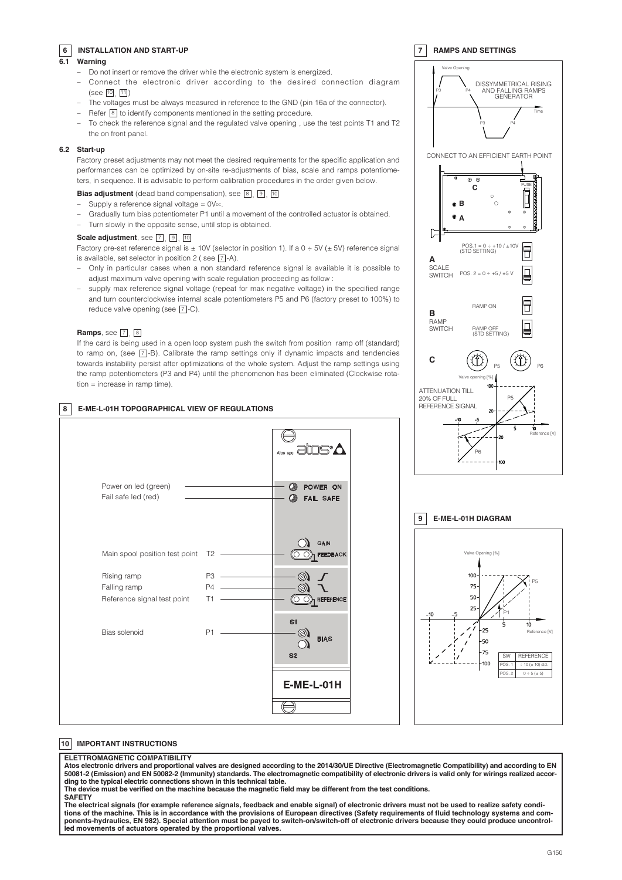## 6 INSTALLATION AND START-UP

### 6.1 Warning

- Do not insert or remove the driver while the electronic system is energized.
- Connect the electronic driver according to the desired connection diagram (see 10, 11)
- The voltages must be always measured in reference to the GND (pin 16a of the connector).
- Refer 8 to identify components mentioned in the setting procedure.
- To check the reference signal and the regulated valve opening , use the test points T1 and T2 the on front panel.

### 6.2 Start-up

Factory preset adjustments may not meet the desired requirements for the specific application and performances can be optimized by on-site re-adjustments of bias, scale and ramps potentiometers, in sequence. It is advisable to perform calibration procedures in the order given below.

**Bias adjustment** (dead band compensation), see 8, 9, 10

- Supply a reference signal voltage = 0VDC.
- Gradually turn bias potentiometer P1 until a movement of the controlled actuator is obtained.
- Turn slowly in the opposite sense, until stop is obtained.

**Scale adjustment**, see 7, 9, 10

Factory pre-set reference signal is ± 10V (selector in position 1). If a 0 ÷ 5V (± 5V) reference signal is available, set selector in position 2 ( see 7-A).

- Only in particular cases when a non standard reference signal is available it is possible to adjust maximum valve opening with scale regulation proceeding as follow :
- supply max reference signal voltage (repeat for max negative voltage) in the specified range and turn counterclockwise internal scale potentiometers P5 and P6 (factory preset to 100%) to reduce valve opening (see 7-C).

**Ramps**, see 7, 8

If the card is being used in a open loop system push the switch from position ramp off (standard) to ramp on, (see 7-B). Calibrate the ramp settings only if dynamic impacts and tendencies towards instability persist after optimizations of the whole system. Adjust the ramp settings using the ramp potentiometers (P3 and P4) until the phenomenon has been eliminated (Clockwise rotation = increase in ramp time).

## 7 RAMPS AND SETTINGS

Valve Opening — P3 — P4 — DISSYMMETRICAL RISING AND FALLING RAMPS GENERATOR — Time — P3 — P4

CONNECT TO AN EFFICIENT EARTH POINT

FUSE — C — B — A

**A** SCALE SWITCH: POS. 1 = 0 ÷ +10 / ±10V (STD SETTING); POS. 2 = 0 ÷ +5 / ±5 V

**B** RAMP SWITCH: RAMP ON; RAMP OFF (STD SETTING)

**C** P5 — P6

Valve opening [%] — ATTENUATION TILL 20% OF FULL REFERENCE SIGNAL — Reference [V]

## 8 E-ME-L-01H TOPOGRAPHICAL VIEW OF REGULATIONS

| Label | | Front panel |
|---|---|---|
| Power on led (green) | | POWER ON |
| Fail safe led (red) | | FAIL SAFE |
| | | GAIN |
| Main spool position test point | T2 | FEEDBACK |
| Rising ramp | P3 | |
| Falling ramp | P4 | |
| Reference signal test point | T1 | REFERENCE |
| Bias solenoid | P1 | S1 BIAS S2 |

Atos spa — E-ME-L-01H

## 9 E-ME-L-01H DIAGRAM

Valve Opening [%] — Reference [V] — P5 — P1

| SW | REFERENCE |
|---|---|
| POS. 1 | ÷ 10 (± 10) std. |
| POS. 2 | 0 ÷ 5 (± 5) |

## 10 IMPORTANT INSTRUCTIONS

**ELETTROMAGNETIC COMPATIBILITY**

**Atos electronic drivers and proportional valves are designed according to the 2014/30/UE Directive (Electromagnetic Compatibility) and according to EN 50081-2 (Emission) and EN 50082-2 (Immunity) standards. The electromagnetic compatibility of electronic drivers is valid only for wirings realized according to the typical electric connections shown in this technical table.**

**The device must be verified on the machine because the magnetic field may be different from the test conditions.**

**SAFETY**

**The electrical signals (for example reference signals, feedback and enable signal) of electronic drivers must not be used to realize safety conditions of the machine. This is in accordance with the provisions of European directives (Safety requirements of fluid technology systems and components-hydraulics, EN 982). Special attention must be payed to switch-on/switch-off of electronic drivers because they could produce uncontrolled movements of actuators operated by the proportional valves.**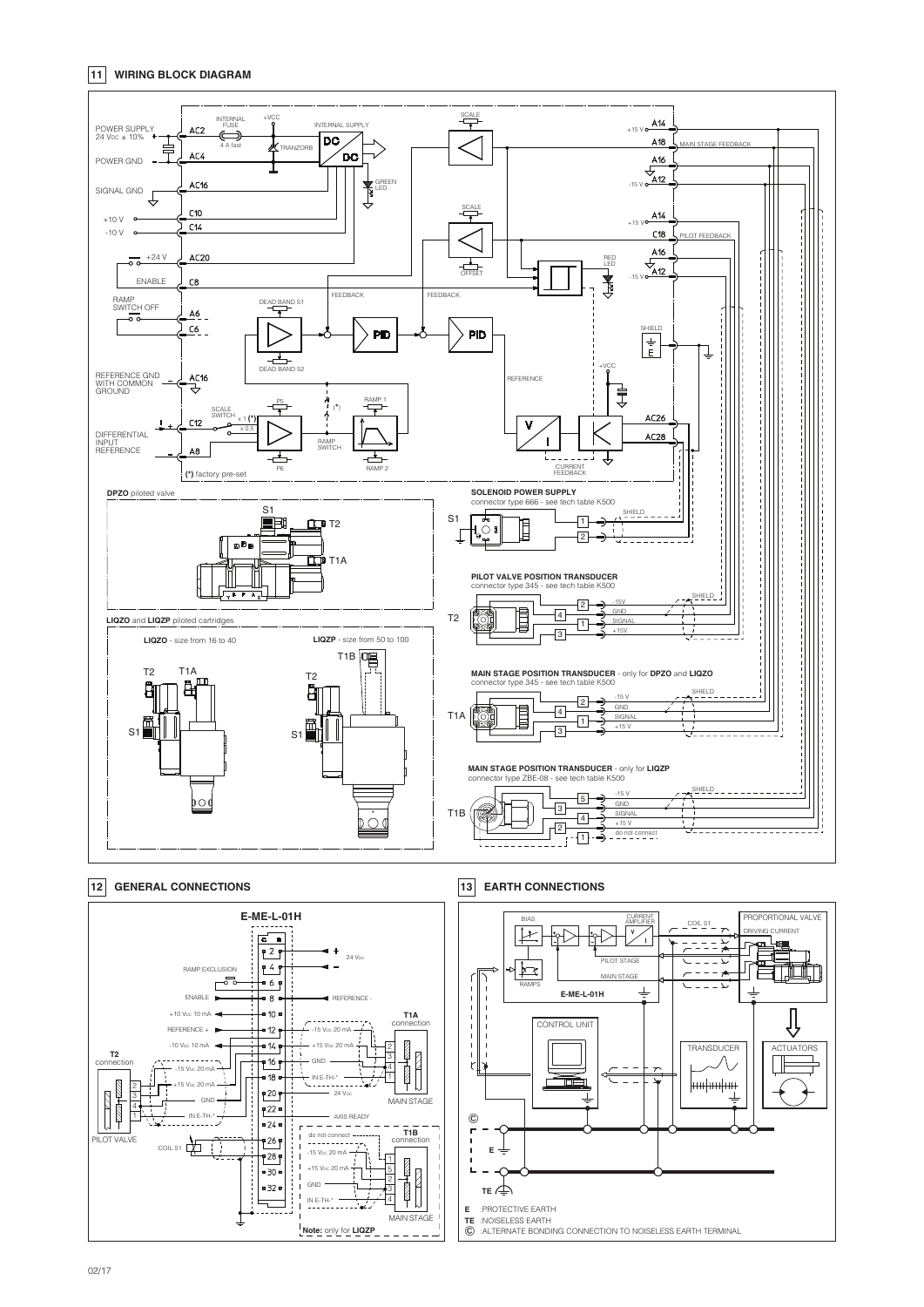## 11 WIRING BLOCK DIAGRAM

POWER SUPPLY 24 VDC ± 10%
AC2
INTERNAL FUSE 4 A fast
+VCC
TRANZORB
INTERNAL SUPPLY
DC
DC
AC4
POWER GND
AC16
SIGNAL GND
GREEN LED
C10
+10 V
C14
-10 V
AC20
+24 V
ENABLE
C8
RAMP SWITCH OFF
A6
C6
DEAD BAND S1
DEAD BAND S2
FEEDBACK
FEEDBACK
PID
PID
SCALE
OFFSET
RED LED
SHIELD
E
+15 V
A14
A18
MAIN STAGE FEEDBACK
A16
-15 V
A12
A14
C18
PILOT FEEDBACK
A16
A12
REFERENCE GND WITH COMMON GROUND
AC16
REFERENCE
+VCC
SCALE SWITCH x 1 (*) x 0,5
P5
P6
(*)
RAMP 1
RAMP 2
RAMP SWITCH
C12
DIFFERENTIAL INPUT REFERENCE
A8
V/I
AC26
AC28
CURRENT FEEDBACK
(*) factory pre-set

**DPZO** piloted valve
S1 T2 T1A

**LIQZO** and **LIQZP** piloted cartridges
**LIQZO** - size from 16 to 40
**LIQZP** - size from 50 to 100
T2 T1A S1
T1B T2 S1

**SOLENOID POWER SUPPLY**
connector type 666 - see tech table K500
S1 1 2 SHIELD

**PILOT VALVE POSITION TRANSDUCER**
connector type 345 - see tech table K500
T2 2 -15V 4 GND 1 SIGNAL 3 +15V SHIELD

**MAIN STAGE POSITION TRANSDUCER** - only for **DPZO** and **LIQZO**
connector type 345 - see tech table K500
T1A 2 -15 V 4 GND 1 SIGNAL 3 +15 V SHIELD

**MAIN STAGE POSITION TRANSDUCER** - only for **LIQZP**
connector type ZBE-08 - see tech table K500
T1B 5 -15 V 3 GND 4 SIGNAL 2 +15 V 1 do not connect SHIELD

## 12 GENERAL CONNECTIONS

E-ME-L-01H

c a
2 — + 24 VDC
4 — −
RAMP EXCLUSION — 6
ENABLE — 8 — REFERENCE -
+10 VDC 10 mA — 10
REFERENCE + — 12 — -15 VDC 20 mA
-10 VDC 10 mA — 14 — +15 VDC 20 mA
16 — GND
18 — IN E-TH-*
20 — 24 VDC
22 — AXIS READY
24
26 — do not connect
28 — -15 VDC 20 mA
30 — +15 VDC 20 mA
32 — GND
IN E-TH-*

**T2** connection — PILOT VALVE: 2 -15 VDC 20 mA, 3 +15 VDC 20 mA, 4 GND, 1 IN E-TH-*
COIL S1

**T1A** connection — MAIN STAGE: 2, 3, 4, 1

**T1B** connection — MAIN STAGE: 1, 5, 2, 3, 4

**Note:** only for **LIQZP**

## 13 EARTH CONNECTIONS

BIAS
CURRENT AMPLIFIER
V/I
COIL S1
PILOT STAGE
MAIN STAGE
RAMPS
E-ME-L-01H
PROPORTIONAL VALVE
DRIVING CURRENT
CONTROL UNIT
TRANSDUCER
ACTUATORS
©
E
TE

**E** :PROTECTIVE EARTH
**TE** :NOISELESS EARTH
**©** :ALTERNATE BONDING CONNECTION TO NOISELESS EARTH TERMINAL

02/17